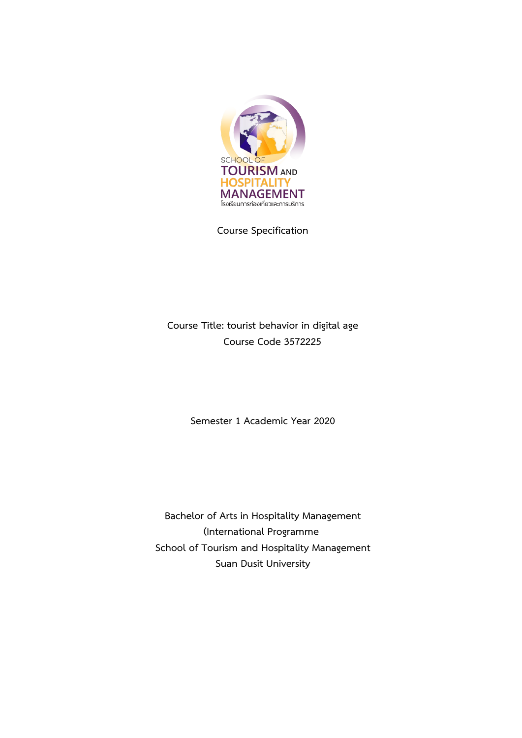SCHOOL OF
TOURISM AND
HOSPITALITY
MANAGEMENT
โรงเรียนการท่องเที่ยวและการบริการ

Course Specification

Course Title: tourist behavior in digital age
Course Code 3572225

Semester 1 Academic Year 2020

Bachelor of Arts in Hospitality Management
(International Programme
School of Tourism and Hospitality Management
Suan Dusit University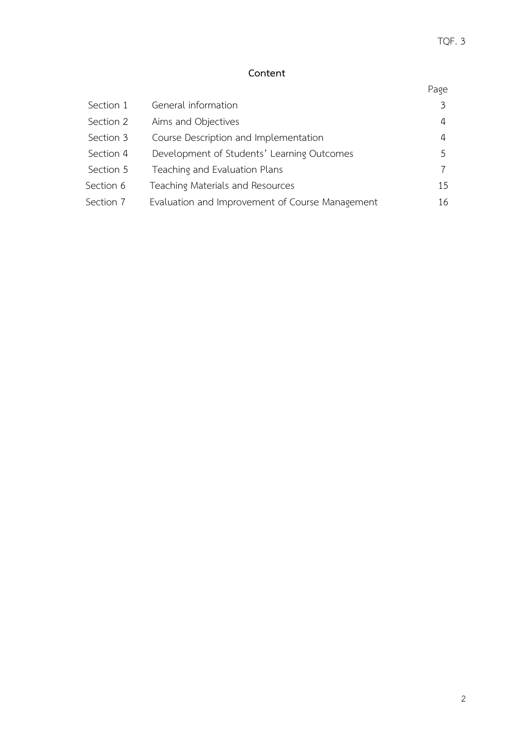## Content

| | | Page |
|---|---|---|
| Section 1 | General information | 3 |
| Section 2 | Aims and Objectives | 4 |
| Section 3 | Course Description and Implementation | 4 |
| Section 4 | Development of Students' Learning Outcomes | 5 |
| Section 5 | Teaching and Evaluation Plans | 7 |
| Section 6 | Teaching Materials and Resources | 15 |
| Section 7 | Evaluation and Improvement of Course Management | 16 |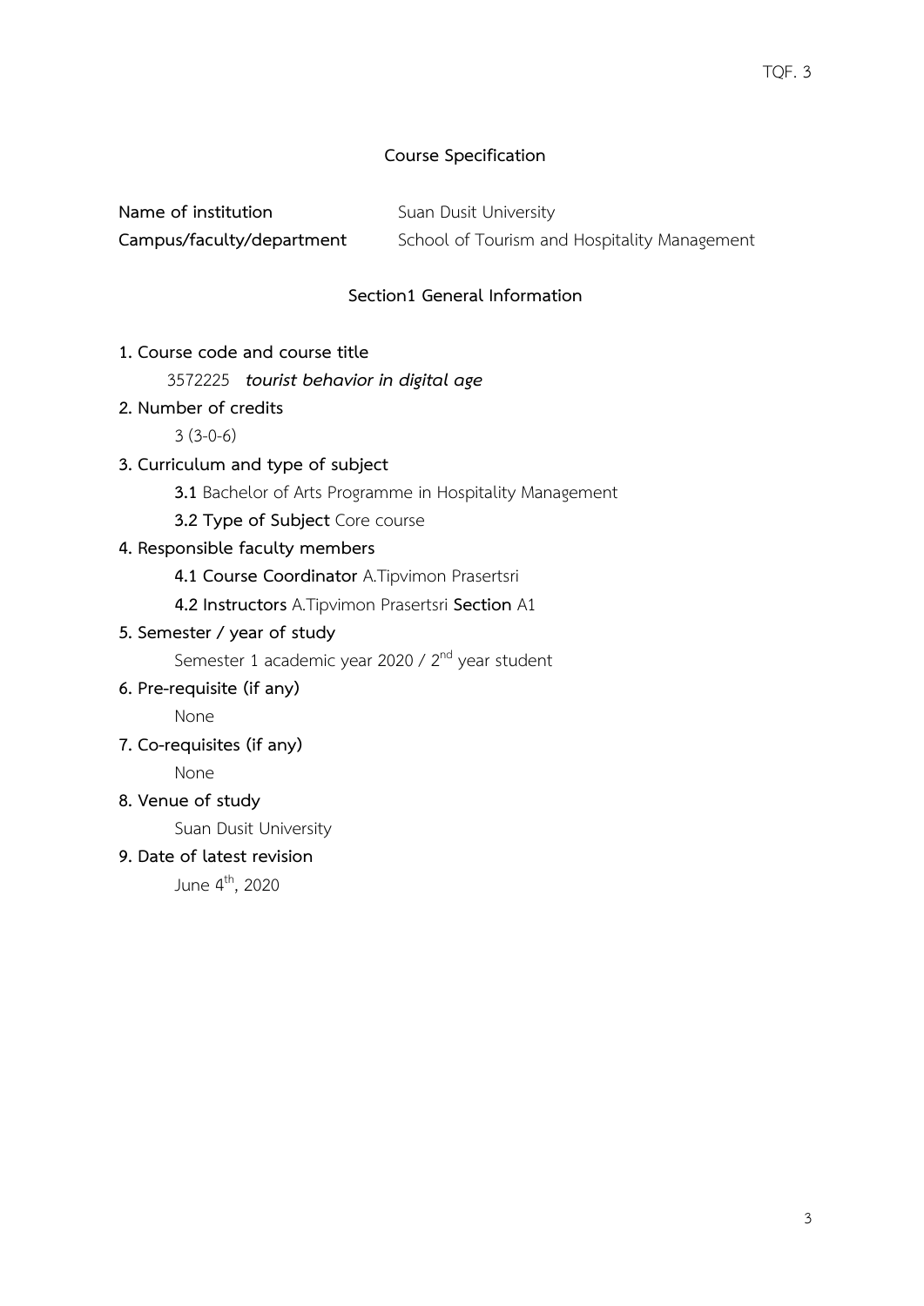# Course Specification

**Name of institution** Suan Dusit University

**Campus/faculty/department** School of Tourism and Hospitality Management

## Section1 General Information

**1. Course code and course title**

3572225 ***tourist behavior in digital age***

**2. Number of credits**

3 (3-0-6)

**3. Curriculum and type of subject**

**3.1** Bachelor of Arts Programme in Hospitality Management

**3.2 Type of Subject** Core course

**4. Responsible faculty members**

**4.1 Course Coordinator** A.Tipvimon Prasertsri

**4.2 Instructors** A.Tipvimon Prasertsri **Section** A1

**5. Semester / year of study**

Semester 1 academic year 2020 / 2nd year student

**6. Pre-requisite (if any)**

None

**7. Co-requisites (if any)**

None

**8. Venue of study**

Suan Dusit University

**9. Date of latest revision**

June 4th, 2020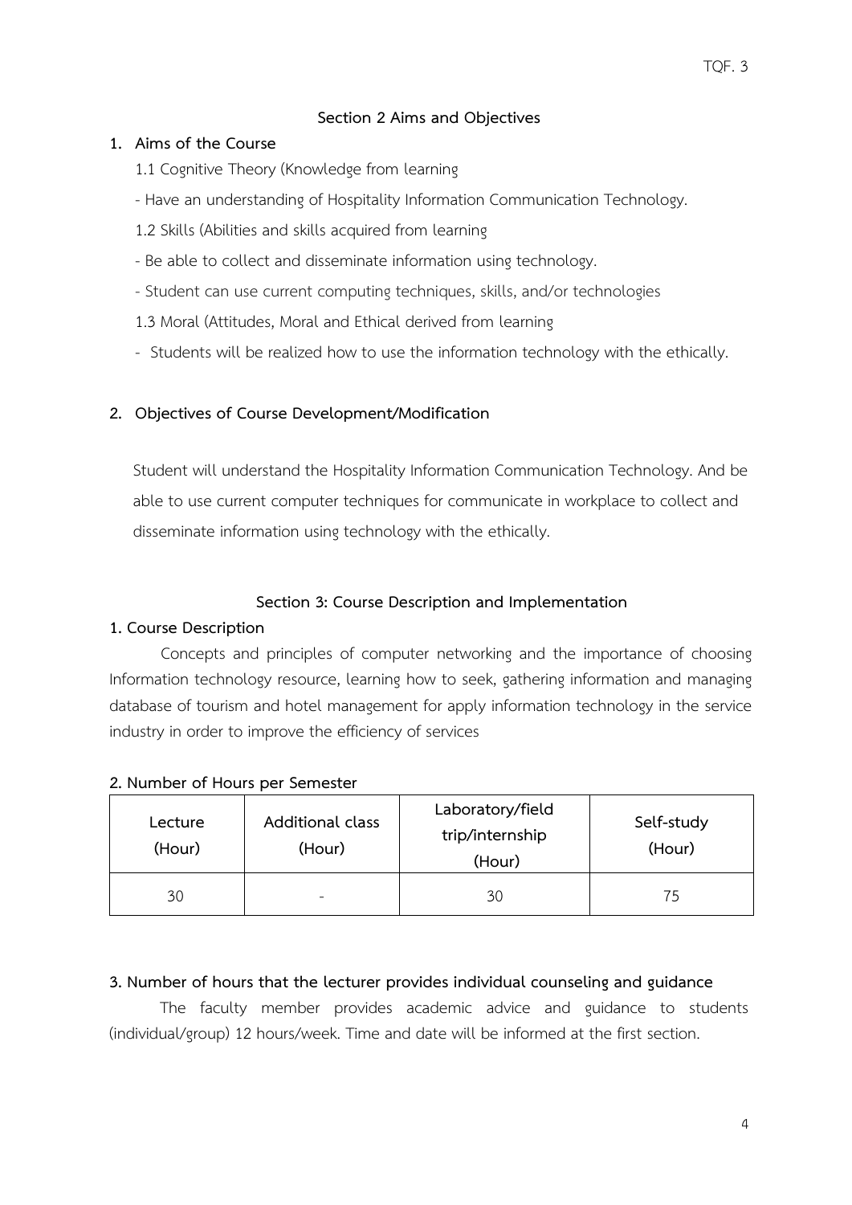## Section 2 Aims and Objectives

### 1. Aims of the Course

1.1 Cognitive Theory (Knowledge from learning

- Have an understanding of Hospitality Information Communication Technology.

1.2 Skills (Abilities and skills acquired from learning

- Be able to collect and disseminate information using technology.
- Student can use current computing techniques, skills, and/or technologies

1.3 Moral (Attitudes, Moral and Ethical derived from learning

- Students will be realized how to use the information technology with the ethically.

### 2. Objectives of Course Development/Modification

Student will understand the Hospitality Information Communication Technology. And be able to use current computer techniques for communicate in workplace to collect and disseminate information using technology with the ethically.

## Section 3: Course Description and Implementation

### 1. Course Description

Concepts and principles of computer networking and the importance of choosing Information technology resource, learning how to seek, gathering information and managing database of tourism and hotel management for apply information technology in the service industry in order to improve the efficiency of services

### 2. Number of Hours per Semester

| Lecture (Hour) | Additional class (Hour) | Laboratory/field trip/internship (Hour) | Self-study (Hour) |
|---|---|---|---|
| 30 | - | 30 | 75 |

### 3. Number of hours that the lecturer provides individual counseling and guidance

The faculty member provides academic advice and guidance to students (individual/group) 12 hours/week. Time and date will be informed at the first section.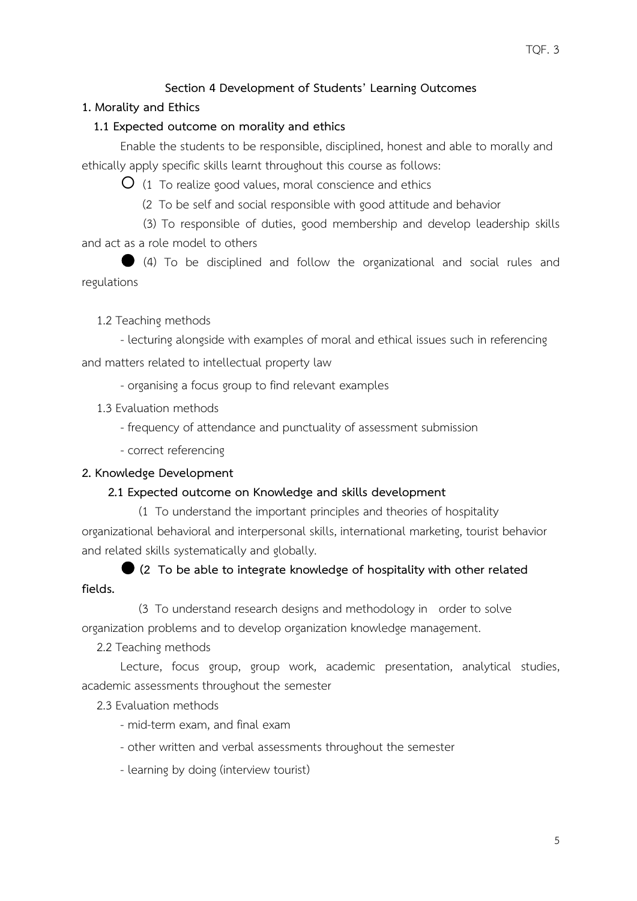## Section 4 Development of Students' Learning Outcomes

**1. Morality and Ethics**

**1.1 Expected outcome on morality and ethics**

Enable the students to be responsible, disciplined, honest and able to morally and ethically apply specific skills learnt throughout this course as follows:

○ (1 To realize good values, moral conscience and ethics

(2 To be self and social responsible with good attitude and behavior

(3) To responsible of duties, good membership and develop leadership skills and act as a role model to others

● (4) To be disciplined and follow the organizational and social rules and regulations

1.2 Teaching methods

- lecturing alongside with examples of moral and ethical issues such in referencing and matters related to intellectual property law
- organising a focus group to find relevant examples

1.3 Evaluation methods

- frequency of attendance and punctuality of assessment submission
- correct referencing

**2. Knowledge Development**

**2.1 Expected outcome on Knowledge and skills development**

(1 To understand the important principles and theories of hospitality organizational behavioral and interpersonal skills, international marketing, tourist behavior and related skills systematically and globally.

● **(2 To be able to integrate knowledge of hospitality with other related fields.**

(3 To understand research designs and methodology in order to solve organization problems and to develop organization knowledge management.

2.2 Teaching methods

Lecture, focus group, group work, academic presentation, analytical studies, academic assessments throughout the semester

2.3 Evaluation methods

- mid-term exam, and final exam
- other written and verbal assessments throughout the semester
- learning by doing (interview tourist)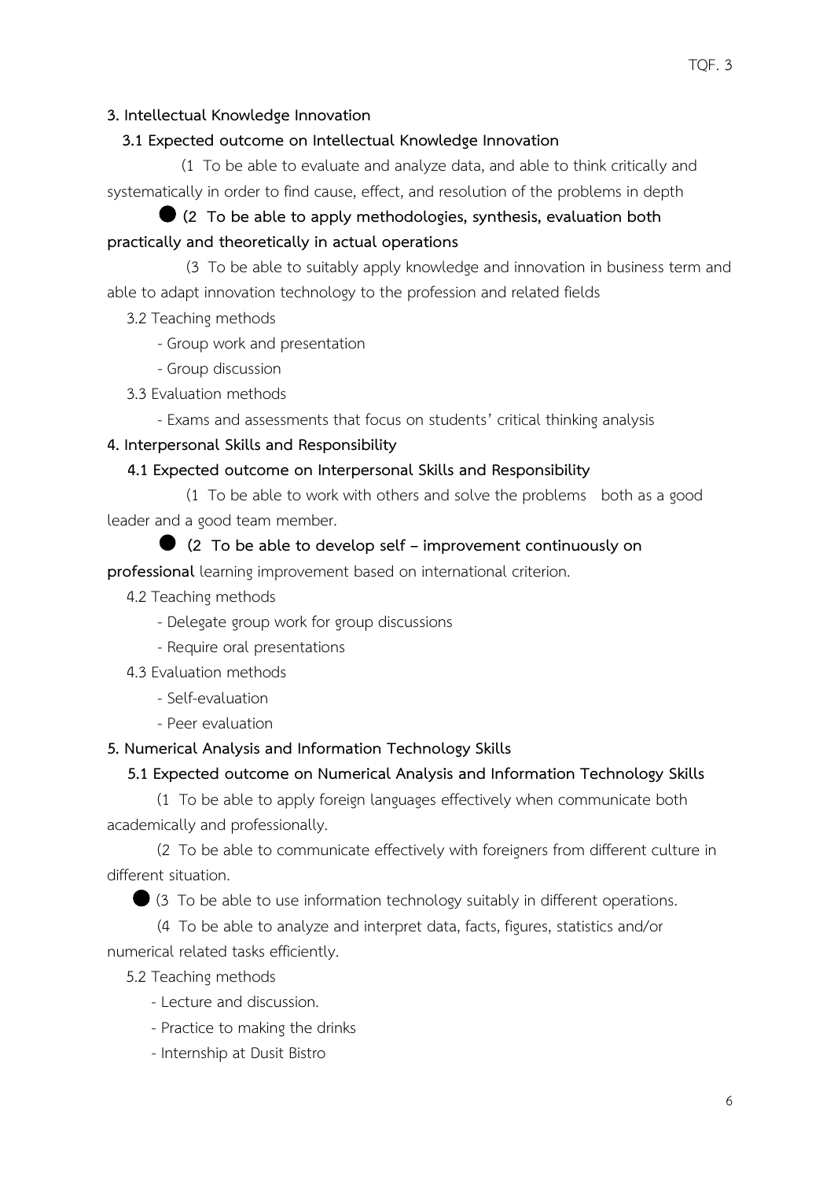**3. Intellectual Knowledge Innovation**

**3.1 Expected outcome on Intellectual Knowledge Innovation**

(1 To be able to evaluate and analyze data, and able to think critically and systematically in order to find cause, effect, and resolution of the problems in depth

● **(2 To be able to apply methodologies, synthesis, evaluation both practically and theoretically in actual operations**

(3 To be able to suitably apply knowledge and innovation in business term and able to adapt innovation technology to the profession and related fields

3.2 Teaching methods

- Group work and presentation
- Group discussion

3.3 Evaluation methods

- Exams and assessments that focus on students' critical thinking analysis

**4. Interpersonal Skills and Responsibility**

**4.1 Expected outcome on Interpersonal Skills and Responsibility**

(1 To be able to work with others and solve the problems both as a good leader and a good team member.

● **(2 To be able to develop self – improvement continuously on professional** learning improvement based on international criterion.

4.2 Teaching methods

- Delegate group work for group discussions
- Require oral presentations

4.3 Evaluation methods

- Self-evaluation
- Peer evaluation

**5. Numerical Analysis and Information Technology Skills**

**5.1 Expected outcome on Numerical Analysis and Information Technology Skills**

(1 To be able to apply foreign languages effectively when communicate both academically and professionally.

(2 To be able to communicate effectively with foreigners from different culture in different situation.

● (3 To be able to use information technology suitably in different operations.

(4 To be able to analyze and interpret data, facts, figures, statistics and/or numerical related tasks efficiently.

5.2 Teaching methods

- Lecture and discussion.
- Practice to making the drinks
- Internship at Dusit Bistro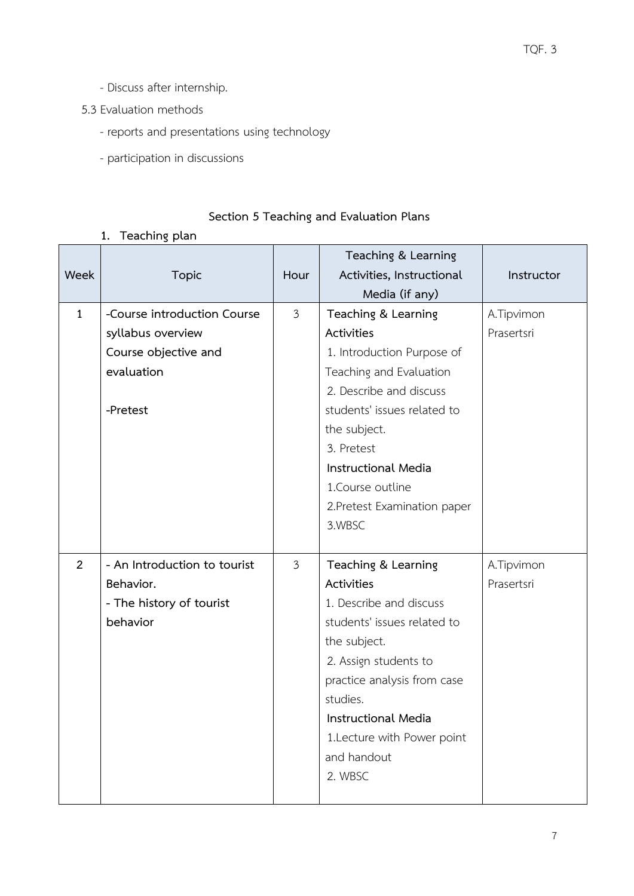- Discuss after internship.

5.3 Evaluation methods

- reports and presentations using technology
- participation in discussions

## Section 5 Teaching and Evaluation Plans

### 1. Teaching plan

| Week | Topic | Hour | Teaching & Learning Activities, Instructional Media (if any) | Instructor |
|---|---|---|---|---|
| 1 | **-Course introduction Course syllabus overview Course objective and evaluation**<br><br>**-Pretest** | 3 | **Teaching & Learning Activities**<br>1. Introduction Purpose of Teaching and Evaluation<br>2. Describe and discuss students' issues related to the subject.<br>3. Pretest<br>**Instructional Media**<br>1.Course outline<br>2.Pretest Examination paper<br>3.WBSC | A.Tipvimon Prasertsri |
| 2 | **- An Introduction to tourist Behavior.**<br>**- The history of tourist behavior** | 3 | **Teaching & Learning Activities**<br>1. Describe and discuss students' issues related to the subject.<br>2. Assign students to practice analysis from case studies.<br>**Instructional Media**<br>1.Lecture with Power point and handout<br>2. WBSC | A.Tipvimon Prasertsri |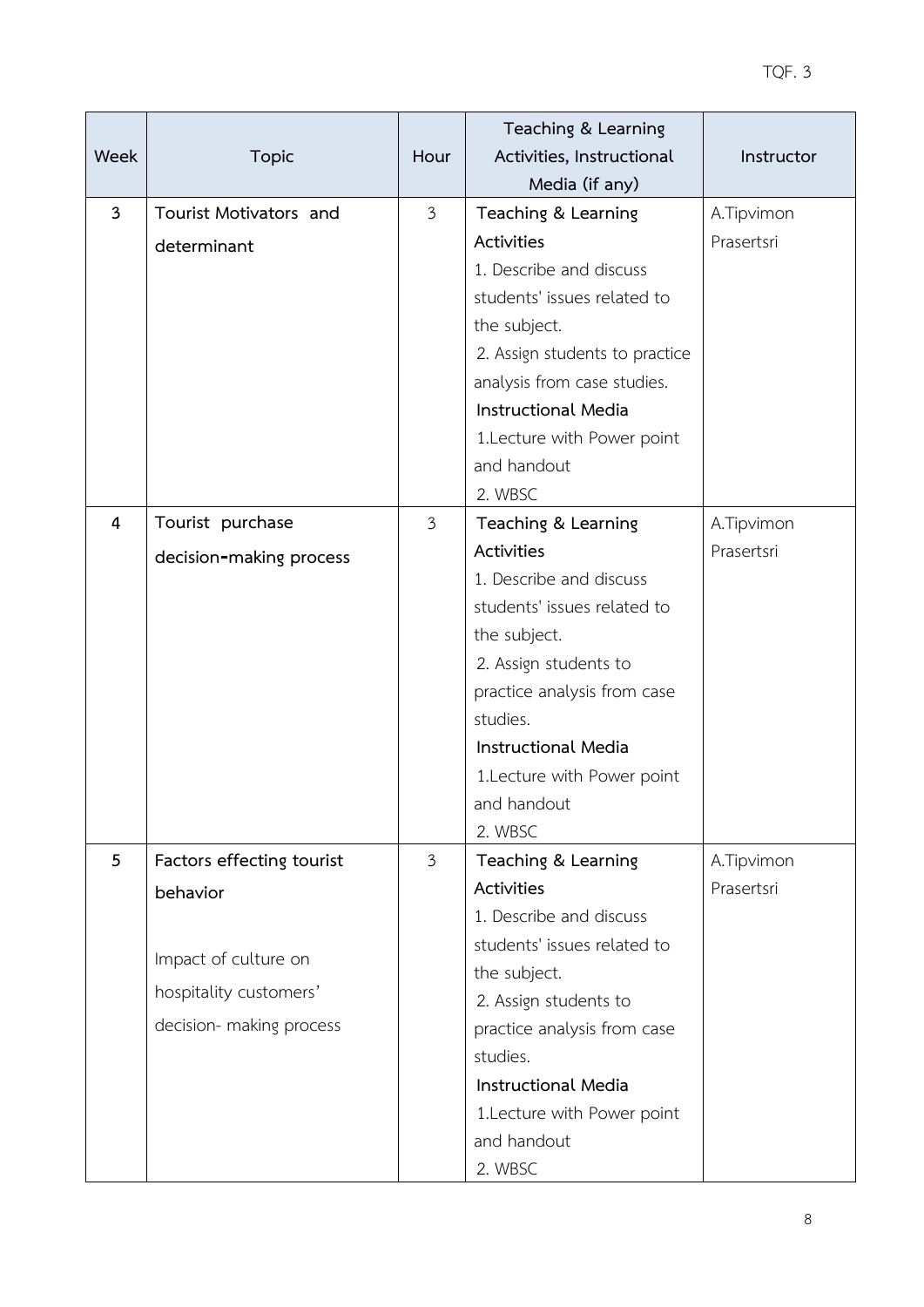| Week | Topic | Hour | Teaching & Learning Activities, Instructional Media (if any) | Instructor |
|---|---|---|---|---|
| 3 | **Tourist Motivators and determinant** | 3 | **Teaching & Learning Activities**<br>1. Describe and discuss students' issues related to the subject.<br>2. Assign students to practice analysis from case studies.<br>**Instructional Media**<br>1.Lecture with Power point and handout<br>2. WBSC | A.Tipvimon Prasertsri |
| 4 | **Tourist purchase decision-making process** | 3 | **Teaching & Learning Activities**<br>1. Describe and discuss students' issues related to the subject.<br>2. Assign students to practice analysis from case studies.<br>**Instructional Media**<br>1.Lecture with Power point and handout<br>2. WBSC | A.Tipvimon Prasertsri |
| 5 | **Factors effecting tourist behavior**<br><br>Impact of culture on hospitality customers' decision- making process | 3 | **Teaching & Learning Activities**<br>1. Describe and discuss students' issues related to the subject.<br>2. Assign students to practice analysis from case studies.<br>**Instructional Media**<br>1.Lecture with Power point and handout<br>2. WBSC | A.Tipvimon Prasertsri |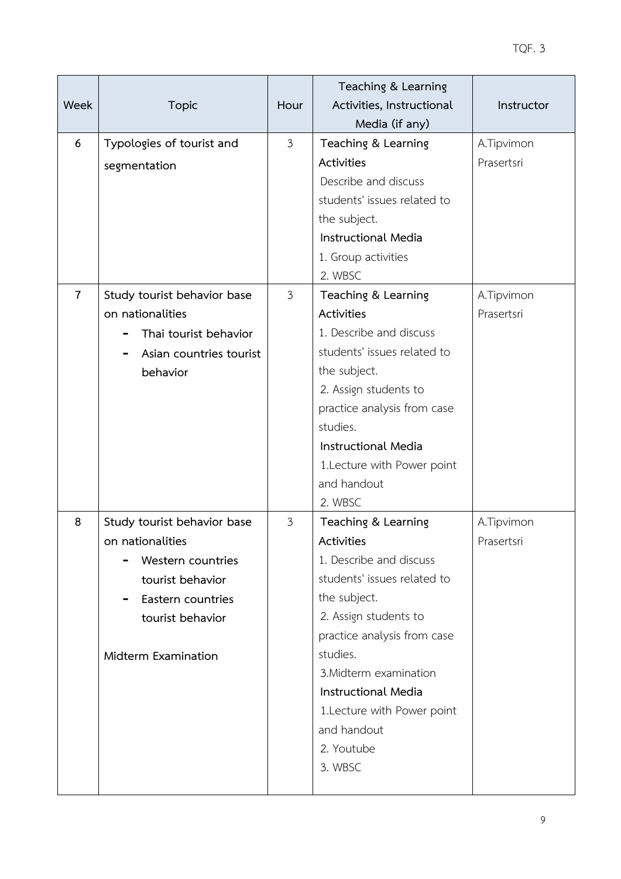| Week | Topic | Hour | Teaching & Learning Activities, Instructional Media (if any) | Instructor |
|---|---|---|---|---|
| 6 | **Typologies of tourist and segmentation** | 3 | **Teaching & Learning Activities**<br>Describe and discuss students' issues related to the subject.<br>**Instructional Media**<br>1. Group activities<br>2. WBSC | A.Tipvimon Prasertsri |
| 7 | **Study tourist behavior base on nationalities**<br>- **Thai tourist behavior**<br>- **Asian countries tourist behavior** | 3 | **Teaching & Learning Activities**<br>1. Describe and discuss students' issues related to the subject.<br>2. Assign students to practice analysis from case studies.<br>**Instructional Media**<br>1.Lecture with Power point and handout<br>2. WBSC | A.Tipvimon Prasertsri |
| 8 | **Study tourist behavior base on nationalities**<br>- **Western countries tourist behavior**<br>- **Eastern countries tourist behavior**<br><br>**Midterm Examination** | 3 | **Teaching & Learning Activities**<br>1. Describe and discuss students' issues related to the subject.<br>2. Assign students to practice analysis from case studies.<br>3.Midterm examination<br>**Instructional Media**<br>1.Lecture with Power point and handout<br>2. Youtube<br>3. WBSC | A.Tipvimon Prasertsri |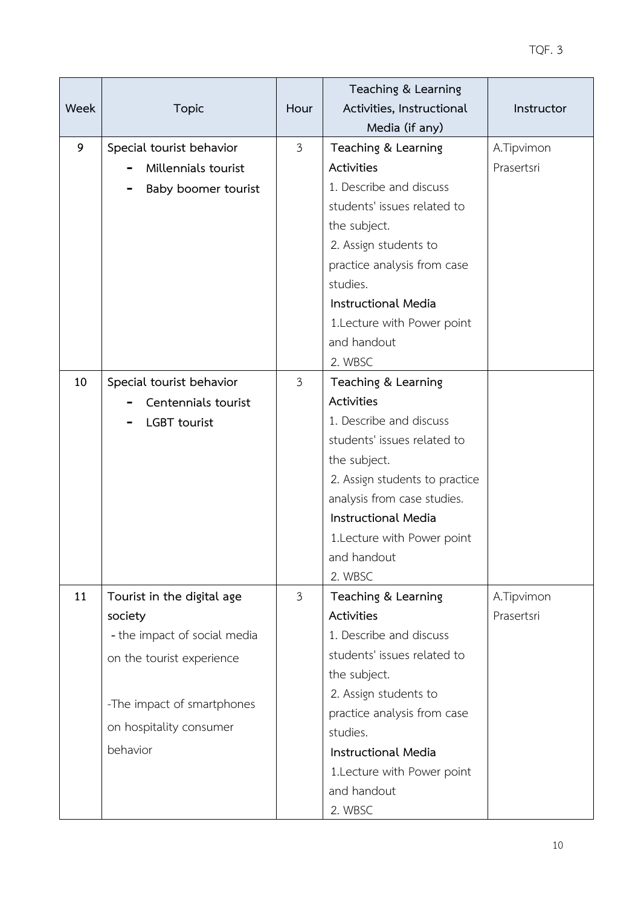| Week | Topic | Hour | Teaching & Learning Activities, Instructional Media (if any) | Instructor |
|---|---|---|---|---|
| 9 | **Special tourist behavior**<br>- **Millennials tourist**<br>- **Baby boomer tourist** | 3 | **Teaching & Learning Activities**<br>1. Describe and discuss students' issues related to the subject.<br>2. Assign students to practice analysis from case studies.<br>**Instructional Media**<br>1.Lecture with Power point and handout<br>2. WBSC | A.Tipvimon Prasertsri |
| 10 | **Special tourist behavior**<br>- **Centennials tourist**<br>- **LGBT tourist** | 3 | **Teaching & Learning Activities**<br>1. Describe and discuss students' issues related to the subject.<br>2. Assign students to practice analysis from case studies.<br>**Instructional Media**<br>1.Lecture with Power point and handout<br>2. WBSC | |
| 11 | **Tourist in the digital age society**<br>- the impact of social media on the tourist experience<br>-The impact of smartphones on hospitality consumer behavior | 3 | **Teaching & Learning Activities**<br>1. Describe and discuss students' issues related to the subject.<br>2. Assign students to practice analysis from case studies.<br>**Instructional Media**<br>1.Lecture with Power point and handout<br>2. WBSC | A.Tipvimon Prasertsri |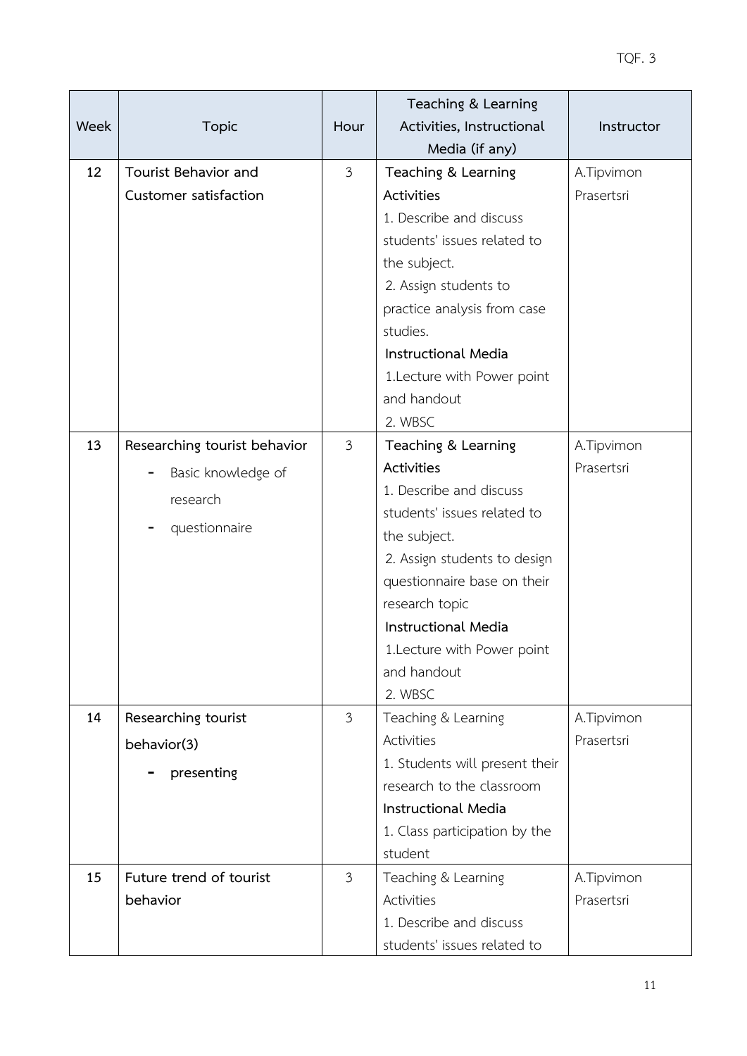| Week | Topic | Hour | Teaching & Learning Activities, Instructional Media (if any) | Instructor |
|---|---|---|---|---|
| 12 | **Tourist Behavior and Customer satisfaction** | 3 | **Teaching & Learning Activities**<br>1. Describe and discuss students' issues related to the subject.<br>2. Assign students to practice analysis from case studies.<br>**Instructional Media**<br>1.Lecture with Power point and handout<br>2. WBSC | A.Tipvimon Prasertsri |
| 13 | **Researching tourist behavior**<br>- Basic knowledge of research<br>- questionnaire | 3 | **Teaching & Learning Activities**<br>1. Describe and discuss students' issues related to the subject.<br>2. Assign students to design questionnaire base on their research topic<br>**Instructional Media**<br>1.Lecture with Power point and handout<br>2. WBSC | A.Tipvimon Prasertsri |
| 14 | **Researching tourist behavior(3)**<br>- **presenting** | 3 | Teaching & Learning Activities<br>1. Students will present their research to the classroom<br>**Instructional Media**<br>1. Class participation by the student | A.Tipvimon Prasertsri |
| 15 | **Future trend of tourist behavior** | 3 | Teaching & Learning Activities<br>1. Describe and discuss students' issues related to | A.Tipvimon Prasertsri |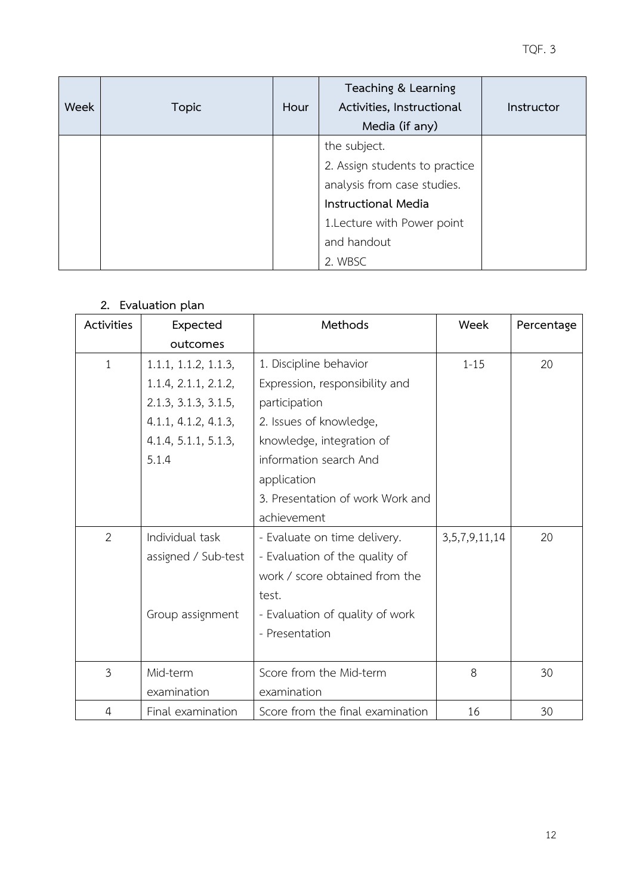| Week | Topic | Hour | Teaching & Learning Activities, Instructional Media (if any) | Instructor |
|---|---|---|---|---|
| | | | the subject.<br>2. Assign students to practice analysis from case studies.<br>**Instructional Media**<br>1.Lecture with Power point and handout<br>2. WBSC | |

## 2. Evaluation plan

| Activities | Expected outcomes | Methods | Week | Percentage |
|---|---|---|---|---|
| 1 | 1.1.1, 1.1.2, 1.1.3, 1.1.4, 2.1.1, 2.1.2, 2.1.3, 3.1.3, 3.1.5, 4.1.1, 4.1.2, 4.1.3, 4.1.4, 5.1.1, 5.1.3, 5.1.4 | 1. Discipline behavior Expression, responsibility and participation<br>2. Issues of knowledge, knowledge, integration of information search And application<br>3. Presentation of work Work and achievement | 1-15 | 20 |
| 2 | Individual task assigned / Sub-test<br><br>Group assignment | - Evaluate on time delivery.<br>- Evaluation of the quality of work / score obtained from the test.<br>- Evaluation of quality of work<br>- Presentation | 3,5,7,9,11,14 | 20 |
| 3 | Mid-term examination | Score from the Mid-term examination | 8 | 30 |
| 4 | Final examination | Score from the final examination | 16 | 30 |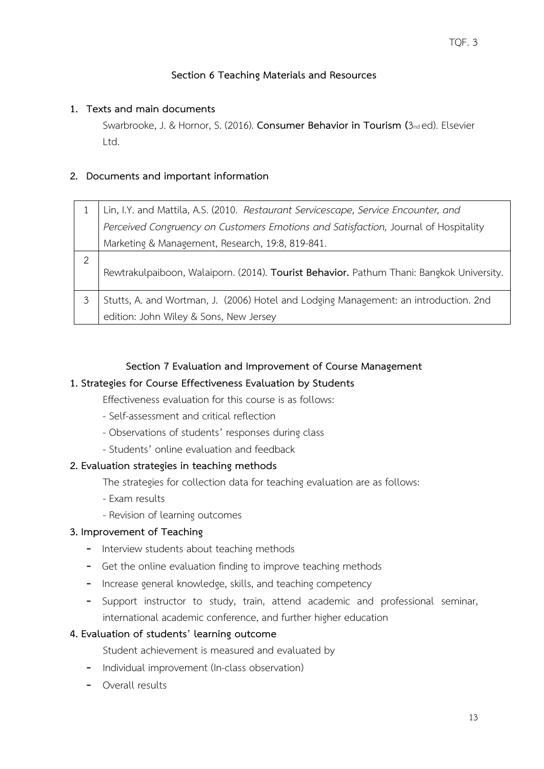## Section 6 Teaching Materials and Resources

**1. Texts and main documents**

Swarbrooke, J. & Hornor, S. (2016). **Consumer Behavior in Tourism (**3nd ed). Elsevier Ltd.

**2. Documents and important information**

| | |
|---|---|
| 1 | Lin, I.Y. and Mattila, A.S. (2010. *Restaurant Servicescape, Service Encounter, and Perceived Congruency on Customers Emotions and Satisfaction,* Journal of Hospitality Marketing & Management, Research, 19:8, 819-841. |
| 2 | Rewtrakulpaiboon, Walaiporn. (2014). **Tourist Behavior.** Pathum Thani: Bangkok University. |
| 3 | Stutts, A. and Wortman, J. (2006) Hotel and Lodging Management: an introduction. 2nd edition: John Wiley & Sons, New Jersey |

## Section 7 Evaluation and Improvement of Course Management

**1. Strategies for Course Effectiveness Evaluation by Students**

Effectiveness evaluation for this course is as follows:

- Self-assessment and critical reflection
- Observations of students' responses during class
- Students' online evaluation and feedback

**2. Evaluation strategies in teaching methods**

The strategies for collection data for teaching evaluation are as follows:

- Exam results
- Revision of learning outcomes

**3. Improvement of Teaching**

- Interview students about teaching methods
- Get the online evaluation finding to improve teaching methods
- Increase general knowledge, skills, and teaching competency
- Support instructor to study, train, attend academic and professional seminar, international academic conference, and further higher education

**4. Evaluation of students' learning outcome**

Student achievement is measured and evaluated by

- Individual improvement (In-class observation)
- Overall results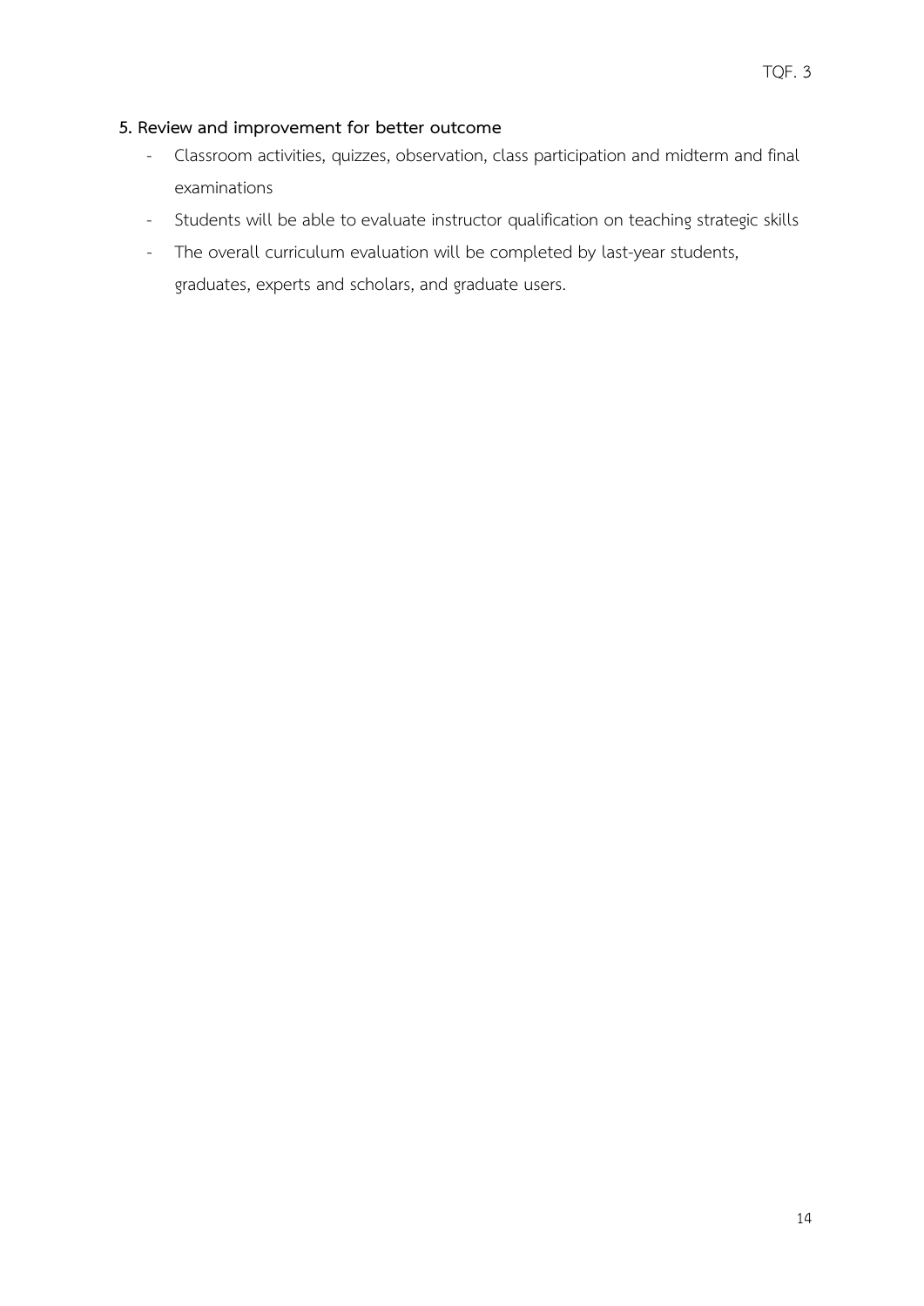**5. Review and improvement for better outcome**

- Classroom activities, quizzes, observation, class participation and midterm and final examinations
- Students will be able to evaluate instructor qualification on teaching strategic skills
- The overall curriculum evaluation will be completed by last-year students, graduates, experts and scholars, and graduate users.